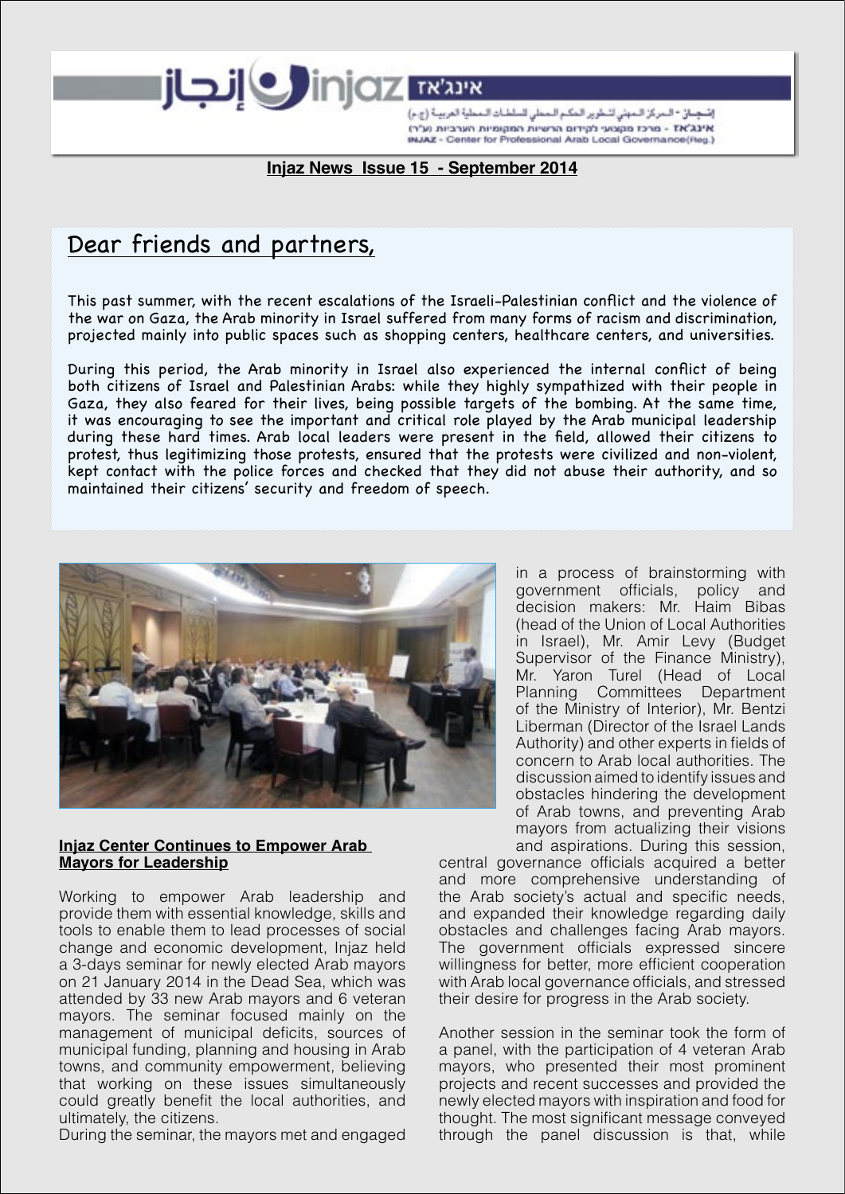إنجاز injaz אינג'אז

إنـجـاز - المركز المهني لتطوير الحكم المحلي للسلطات المحلية العربية (ج.م)
אינג'אז - מרכז מקצועי לקידום הרשויות המקומיות הערביות (ע"ר)
INJAZ - Center for Professional Arab Local Governance(Reg.)

**Injaz News Issue 15 - September 2014**

# Dear friends and partners,

This past summer, with the recent escalations of the Israeli-Palestinian conflict and the violence of the war on Gaza, the Arab minority in Israel suffered from many forms of racism and discrimination, projected mainly into public spaces such as shopping centers, healthcare centers, and universities.

During this period, the Arab minority in Israel also experienced the internal conflict of being both citizens of Israel and Palestinian Arabs: while they highly sympathized with their people in Gaza, they also feared for their lives, being possible targets of the bombing. At the same time, it was encouraging to see the important and critical role played by the Arab municipal leadership during these hard times. Arab local leaders were present in the field, allowed their citizens to protest, thus legitimizing those protests, ensured that the protests were civilized and non-violent, kept contact with the police forces and checked that they did not abuse their authority, and so maintained their citizens' security and freedom of speech.

## Injaz Center Continues to Empower Arab Mayors for Leadership

Working to empower Arab leadership and provide them with essential knowledge, skills and tools to enable them to lead processes of social change and economic development, Injaz held a 3-days seminar for newly elected Arab mayors on 21 January 2014 in the Dead Sea, which was attended by 33 new Arab mayors and 6 veteran mayors. The seminar focused mainly on the management of municipal deficits, sources of municipal funding, planning and housing in Arab towns, and community empowerment, believing that working on these issues simultaneously could greatly benefit the local authorities, and ultimately, the citizens.

During the seminar, the mayors met and engaged in a process of brainstorming with government officials, policy and decision makers: Mr. Haim Bibas (head of the Union of Local Authorities in Israel), Mr. Amir Levy (Budget Supervisor of the Finance Ministry), Mr. Yaron Turel (Head of Local Planning Committees Department of the Ministry of Interior), Mr. Bentzi Liberman (Director of the Israel Lands Authority) and other experts in fields of concern to Arab local authorities. The discussion aimed to identify issues and obstacles hindering the development of Arab towns, and preventing Arab mayors from actualizing their visions and aspirations. During this session, central governance officials acquired a better and more comprehensive understanding of the Arab society's actual and specific needs, and expanded their knowledge regarding daily obstacles and challenges facing Arab mayors. The government officials expressed sincere willingness for better, more efficient cooperation with Arab local governance officials, and stressed their desire for progress in the Arab society.

Another session in the seminar took the form of a panel, with the participation of 4 veteran Arab mayors, who presented their most prominent projects and recent successes and provided the newly elected mayors with inspiration and food for thought. The most significant message conveyed through the panel discussion is that, while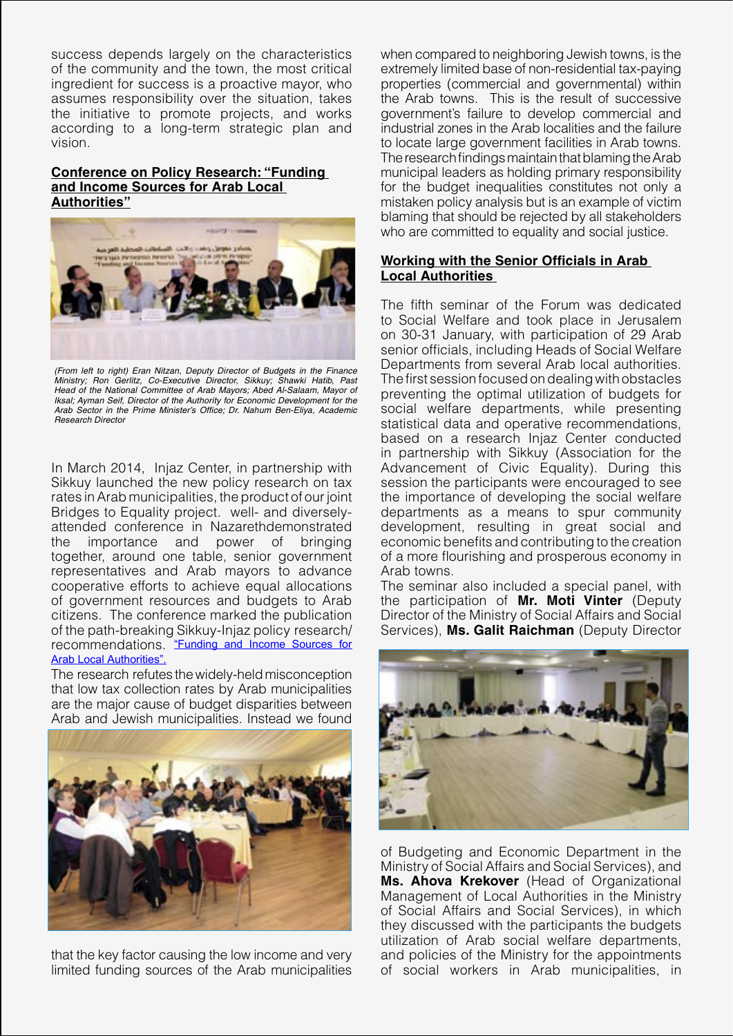success depends largely on the characteristics of the community and the town, the most critical ingredient for success is a proactive mayor, who assumes responsibility over the situation, takes the initiative to promote projects, and works according to a long-term strategic plan and vision.

## Conference on Policy Research: "Funding and Income Sources for Arab Local Authorities"

*(From left to right) Eran Nitzan, Deputy Director of Budgets in the Finance Ministry; Ron Gerlitz, Co-Executive Director, Sikkuy; Shawki Hatib, Past Head of the National Committee of Arab Mayors; Abed Al-Salaam, Mayor of Iksal; Ayman Seif, Director of the Authority for Economic Development for the Arab Sector in the Prime Minister's Office; Dr. Nahum Ben-Eliya, Academic Research Director*

In March 2014, Injaz Center, in partnership with Sikkuy launched the new policy research on tax rates in Arab municipalities, the product of our joint Bridges to Equality project. well- and diversely-attended conference in Nazarethdemonstrated the importance and power of bringing together, around one table, senior government representatives and Arab mayors to advance cooperative efforts to achieve equal allocations of government resources and budgets to Arab citizens. The conference marked the publication of the path-breaking Sikkuy-Injaz policy research/ recommendations. "Funding and Income Sources for Arab Local Authorities".

The research refutes the widely-held misconception that low tax collection rates by Arab municipalities are the major cause of budget disparities between Arab and Jewish municipalities. Instead we found that the key factor causing the low income and very limited funding sources of the Arab municipalities when compared to neighboring Jewish towns, is the extremely limited base of non-residential tax-paying properties (commercial and governmental) within the Arab towns. This is the result of successive government's failure to develop commercial and industrial zones in the Arab localities and the failure to locate large government facilities in Arab towns. The research findings maintain that blaming the Arab municipal leaders as holding primary responsibility for the budget inequalities constitutes not only a mistaken policy analysis but is an example of victim blaming that should be rejected by all stakeholders who are committed to equality and social justice.

## Working with the Senior Officials in Arab Local Authorities

The fifth seminar of the Forum was dedicated to Social Welfare and took place in Jerusalem on 30-31 January, with participation of 29 Arab senior officials, including Heads of Social Welfare Departments from several Arab local authorities. The first session focused on dealing with obstacles preventing the optimal utilization of budgets for social welfare departments, while presenting statistical data and operative recommendations, based on a research Injaz Center conducted in partnership with Sikkuy (Association for the Advancement of Civic Equality). During this session the participants were encouraged to see the importance of developing the social welfare departments as a means to spur community development, resulting in great social and economic benefits and contributing to the creation of a more flourishing and prosperous economy in Arab towns.

The seminar also included a special panel, with the participation of **Mr. Moti Vinter** (Deputy Director of the Ministry of Social Affairs and Social Services), **Ms. Galit Raichman** (Deputy Director of Budgeting and Economic Department in the Ministry of Social Affairs and Social Services), and **Ms. Ahova Krekover** (Head of Organizational Management of Local Authorities in the Ministry of Social Affairs and Social Services), in which they discussed with the participants the budgets utilization of Arab social welfare departments, and policies of the Ministry for the appointments of social workers in Arab municipalities, in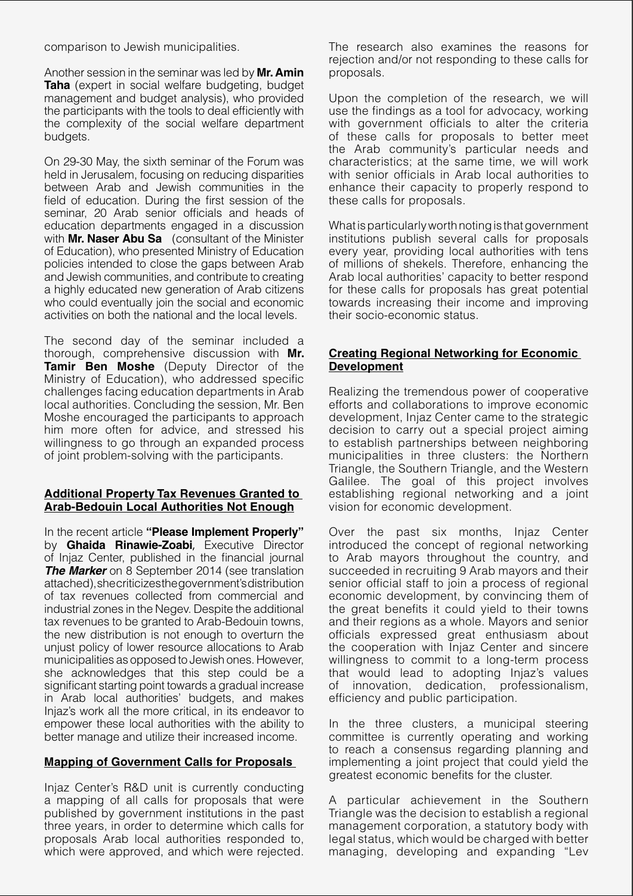comparison to Jewish municipalities.

Another session in the seminar was led by **Mr. Amin Taha** (expert in social welfare budgeting, budget management and budget analysis), who provided the participants with the tools to deal efficiently with the complexity of the social welfare department budgets.

On 29-30 May, the sixth seminar of the Forum was held in Jerusalem, focusing on reducing disparities between Arab and Jewish communities in the field of education. During the first session of the seminar, 20 Arab senior officials and heads of education departments engaged in a discussion with **Mr. Naser Abu Sa** (consultant of the Minister of Education), who presented Ministry of Education policies intended to close the gaps between Arab and Jewish communities, and contribute to creating a highly educated new generation of Arab citizens who could eventually join the social and economic activities on both the national and the local levels.

The second day of the seminar included a thorough, comprehensive discussion with **Mr. Tamir Ben Moshe** (Deputy Director of the Ministry of Education), who addressed specific challenges facing education departments in Arab local authorities. Concluding the session, Mr. Ben Moshe encouraged the participants to approach him more often for advice, and stressed his willingness to go through an expanded process of joint problem-solving with the participants.

## Additional Property Tax Revenues Granted to Arab-Bedouin Local Authorities Not Enough

In the recent article **"Please Implement Properly"** by **Ghaida Rinawie-Zoabi**, Executive Director of Injaz Center, published in the financial journal ***The Marker*** on 8 September 2014 (see translation attached), she criticizes the government's distribution of tax revenues collected from commercial and industrial zones in the Negev. Despite the additional tax revenues to be granted to Arab-Bedouin towns, the new distribution is not enough to overturn the unjust policy of lower resource allocations to Arab municipalities as opposed to Jewish ones. However, she acknowledges that this step could be a significant starting point towards a gradual increase in Arab local authorities' budgets, and makes Injaz's work all the more critical, in its endeavor to empower these local authorities with the ability to better manage and utilize their increased income.

## Mapping of Government Calls for Proposals

Injaz Center's R&D unit is currently conducting a mapping of all calls for proposals that were published by government institutions in the past three years, in order to determine which calls for proposals Arab local authorities responded to, which were approved, and which were rejected. The research also examines the reasons for rejection and/or not responding to these calls for proposals.

Upon the completion of the research, we will use the findings as a tool for advocacy, working with government officials to alter the criteria of these calls for proposals to better meet the Arab community's particular needs and characteristics; at the same time, we will work with senior officials in Arab local authorities to enhance their capacity to properly respond to these calls for proposals.

What is particularly worth noting is that government institutions publish several calls for proposals every year, providing local authorities with tens of millions of shekels. Therefore, enhancing the Arab local authorities' capacity to better respond for these calls for proposals has great potential towards increasing their income and improving their socio-economic status.

## Creating Regional Networking for Economic Development

Realizing the tremendous power of cooperative efforts and collaborations to improve economic development, Injaz Center came to the strategic decision to carry out a special project aiming to establish partnerships between neighboring municipalities in three clusters: the Northern Triangle, the Southern Triangle, and the Western Galilee. The goal of this project involves establishing regional networking and a joint vision for economic development.

Over the past six months, Injaz Center introduced the concept of regional networking to Arab mayors throughout the country, and succeeded in recruiting 9 Arab mayors and their senior official staff to join a process of regional economic development, by convincing them of the great benefits it could yield to their towns and their regions as a whole. Mayors and senior officials expressed great enthusiasm about the cooperation with Injaz Center and sincere willingness to commit to a long-term process that would lead to adopting Injaz's values of innovation, dedication, professionalism, efficiency and public participation.

In the three clusters, a municipal steering committee is currently operating and working to reach a consensus regarding planning and implementing a joint project that could yield the greatest economic benefits for the cluster.

A particular achievement in the Southern Triangle was the decision to establish a regional management corporation, a statutory body with legal status, which would be charged with better managing, developing and expanding "Lev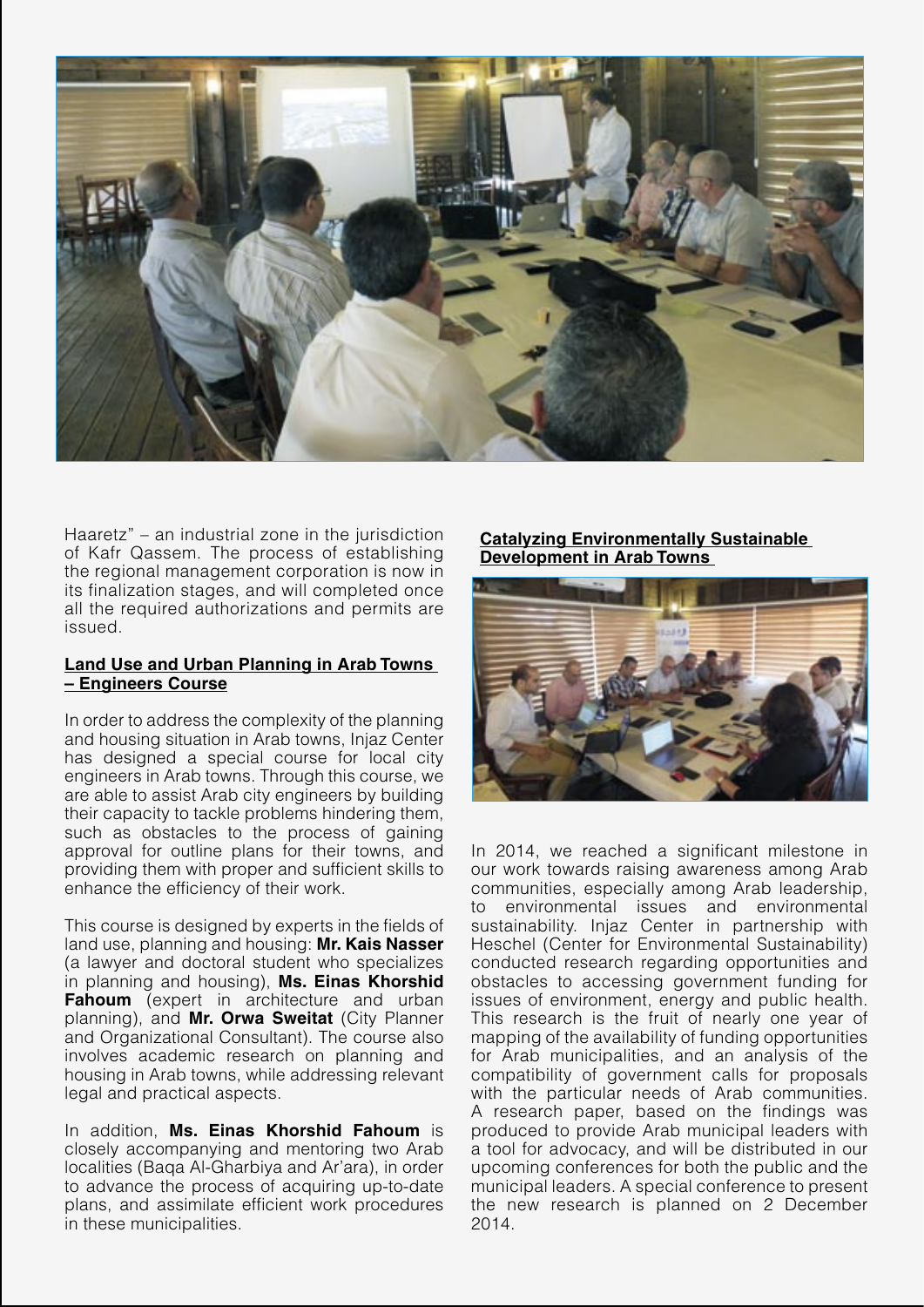Haaretz" – an industrial zone in the jurisdiction of Kafr Qassem. The process of establishing the regional management corporation is now in its finalization stages, and will completed once all the required authorizations and permits are issued.

## Land Use and Urban Planning in Arab Towns – Engineers Course

In order to address the complexity of the planning and housing situation in Arab towns, Injaz Center has designed a special course for local city engineers in Arab towns. Through this course, we are able to assist Arab city engineers by building their capacity to tackle problems hindering them, such as obstacles to the process of gaining approval for outline plans for their towns, and providing them with proper and sufficient skills to enhance the efficiency of their work.

This course is designed by experts in the fields of land use, planning and housing: **Mr. Kais Nasser** (a lawyer and doctoral student who specializes in planning and housing), **Ms. Einas Khorshid Fahoum** (expert in architecture and urban planning), and **Mr. Orwa Sweitat** (City Planner and Organizational Consultant). The course also involves academic research on planning and housing in Arab towns, while addressing relevant legal and practical aspects.

In addition, **Ms. Einas Khorshid Fahoum** is closely accompanying and mentoring two Arab localities (Baqa Al-Gharbiya and Ar'ara), in order to advance the process of acquiring up-to-date plans, and assimilate efficient work procedures in these municipalities.

## Catalyzing Environmentally Sustainable Development in Arab Towns

In 2014, we reached a significant milestone in our work towards raising awareness among Arab communities, especially among Arab leadership, to environmental issues and environmental sustainability. Injaz Center in partnership with Heschel (Center for Environmental Sustainability) conducted research regarding opportunities and obstacles to accessing government funding for issues of environment, energy and public health. This research is the fruit of nearly one year of mapping of the availability of funding opportunities for Arab municipalities, and an analysis of the compatibility of government calls for proposals with the particular needs of Arab communities. A research paper, based on the findings was produced to provide Arab municipal leaders with a tool for advocacy, and will be distributed in our upcoming conferences for both the public and the municipal leaders. A special conference to present the new research is planned on 2 December 2014.